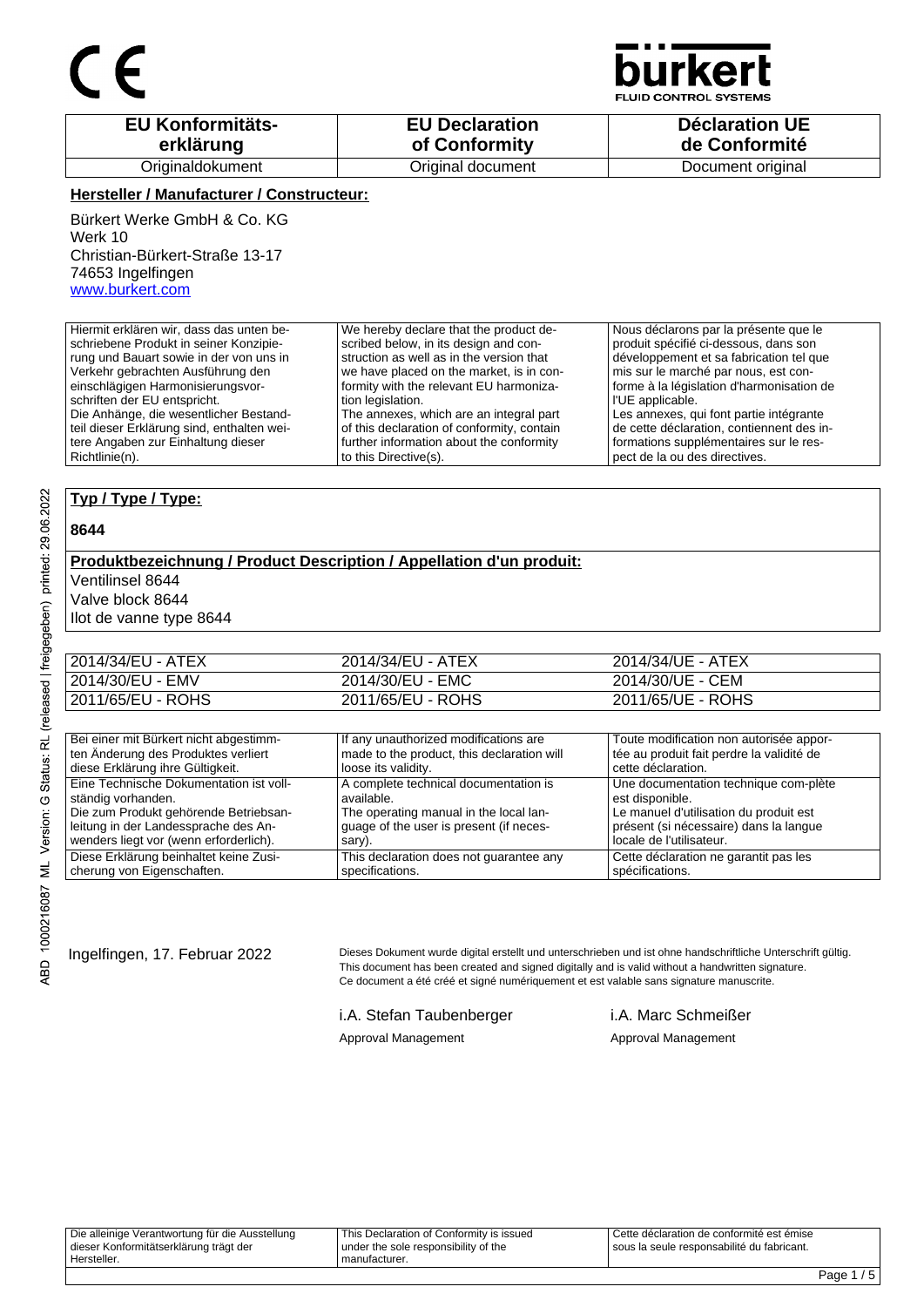CE

bürkert
FLUID CONTROL SYSTEMS

| EU Konformitäts-erklärung | EU Declaration of Conformity | Déclaration UE de Conformité |
|---|---|---|
| Originaldokument | Original document | Document original |

**Hersteller / Manufacturer / Constructeur:**

Bürkert Werke GmbH & Co. KG
Werk 10
Christian-Bürkert-Straße 13-17
74653 Ingelfingen
www.burkert.com

| | | |
|---|---|---|
| Hiermit erklären wir, dass das unten beschriebene Produkt in seiner Konzipierung und Bauart sowie in der von uns in Verkehr gebrachten Ausführung den einschlägigen Harmonisierungsvorschriften der EU entspricht. Die Anhänge, die wesentlicher Bestandteil dieser Erklärung sind, enthalten weitere Angaben zur Einhaltung dieser Richtlinie(n). | We hereby declare that the product described below, in its design and construction as well as in the version that we have placed on the market, is in conformity with the relevant EU harmonization legislation. The annexes, which are an integral part of this declaration of conformity, contain further information about the conformity to this Directive(s). | Nous déclarons par la présente que le produit spécifié ci-dessous, dans son développement et sa fabrication tel que mis sur le marché par nous, est conforme à la législation d'harmonisation de l'UE applicable. Les annexes, qui font partie intégrante de cette déclaration, contiennent des informations supplémentaires sur le respect de la ou des directives. |

**Typ / Type / Type:**

**8644**

**Produktbezeichnung / Product Description / Appellation d'un produit:**

Ventilinsel 8644
Valve block 8644
Ilot de vanne type 8644

| | | |
|---|---|---|
| 2014/34/EU - ATEX | 2014/34/EU - ATEX | 2014/34/UE - ATEX |
| 2014/30/EU - EMV | 2014/30/EU - EMC | 2014/30/UE - CEM |
| 2011/65/EU - ROHS | 2011/65/EU - ROHS | 2011/65/UE - ROHS |

| | | |
|---|---|---|
| Bei einer mit Bürkert nicht abgestimmten Änderung des Produktes verliert diese Erklärung ihre Gültigkeit. | If any unauthorized modifications are made to the product, this declaration will loose its validity. | Toute modification non autorisée apportée au produit fait perdre la validité de cette déclaration. |
| Eine Technische Dokumentation ist vollständig vorhanden. Die zum Produkt gehörende Betriebsanleitung in der Landessprache des Anwenders liegt vor (wenn erforderlich). | A complete technical documentation is available. The operating manual in the local language of the user is present (if necessary). | Une documentation technique com-plète est disponible. Le manuel d'utilisation du produit est présent (si nécessaire) dans la langue locale de l'utilisateur. |
| Diese Erklärung beinhaltet keine Zusicherung von Eigenschaften. | This declaration does not guarantee any specifications. | Cette déclaration ne garantit pas les spécifications. |

Ingelfingen, 17. Februar 2022

Dieses Dokument wurde digital erstellt und unterschrieben und ist ohne handschriftliche Unterschrift gültig.
This document has been created and signed digitally and is valid without a handwritten signature.
Ce document a été créé et signé numériquement et est valable sans signature manuscrite.

i.A. Stefan Taubenberger
Approval Management

i.A. Marc Schmeißer
Approval Management

| | | |
|---|---|---|
| Die alleinige Verantwortung für die Ausstellung dieser Konformitätserklärung trägt der Hersteller. | This Declaration of Conformity is issued under the sole responsibility of the manufacturer. | Cette déclaration de conformité est émise sous la seule responsabilité du fabricant. |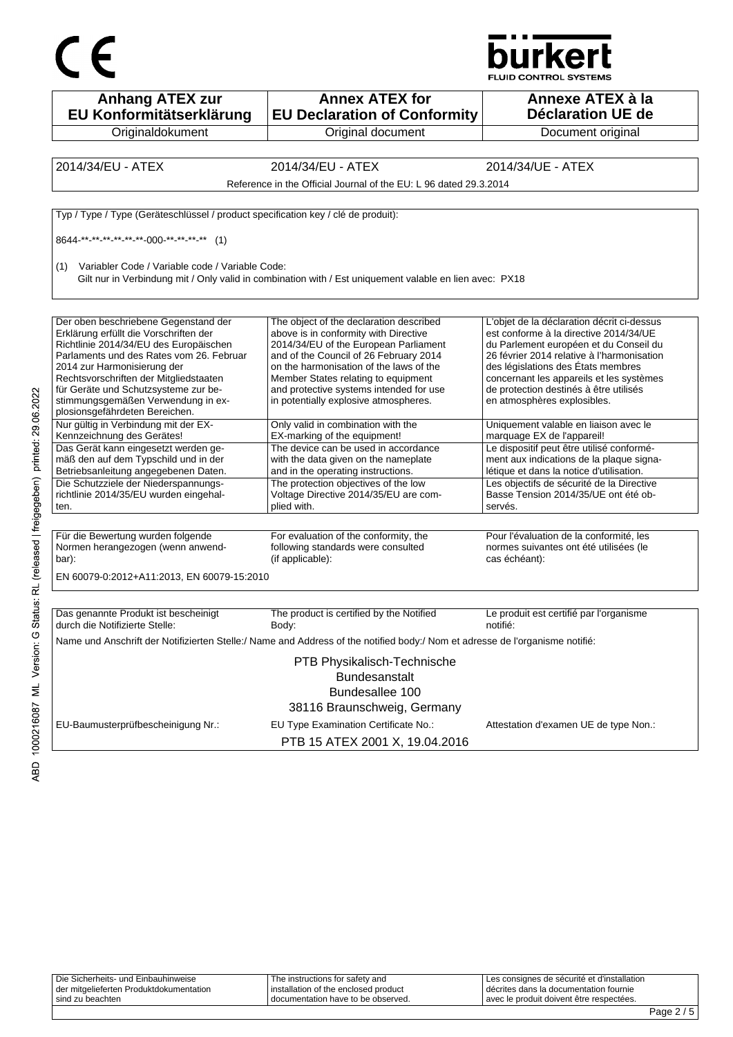CE

bürkert
FLUID CONTROL SYSTEMS

| Anhang ATEX zur EU Konformitätserklärung | Annex ATEX for EU Declaration of Conformity | Annexe ATEX à la Déclaration UE de |
|---|---|---|
| Originaldokument | Original document | Document original |

| 2014/34/EU - ATEX | 2014/34/EU - ATEX | 2014/34/UE - ATEX |
|---|---|---|

Reference in the Official Journal of the EU: L 96 dated 29.3.2014

Typ / Type / Type (Geräteschlüssel / product specification key / clé de produit):

8644-**-**-**-**-**-**-000-**-**-**-** (1)

(1) Variabler Code / Variable code / Variable Code:
Gilt nur in Verbindung mit / Only valid in combination with / Est uniquement valable en lien avec: PX18

| Der oben beschriebene Gegenstand der Erklärung erfüllt die Vorschriften der Richtlinie 2014/34/EU des Europäischen Parlaments und des Rates vom 26. Februar 2014 zur Harmonisierung der Rechtsvorschriften der Mitgliedstaaten für Geräte und Schutzsysteme zur bestimmungsgemäßen Verwendung in explosionsgefährdeten Bereichen. | The object of the declaration described above is in conformity with Directive 2014/34/EU of the European Parliament and of the Council of 26 February 2014 on the harmonisation of the laws of the Member States relating to equipment and protective systems intended for use in potentially explosive atmospheres. | L'objet de la déclaration décrit ci-dessus est conforme à la directive 2014/34/UE du Parlement européen et du Conseil du 26 février 2014 relative à l'harmonisation des législations des États membres concernant les appareils et les systèmes de protection destinés à être utilisés en atmosphères explosibles. |
|---|---|---|
| Nur gültig in Verbindung mit der EX-Kennzeichnung des Gerätes! | Only valid in combination with the EX-marking of the equipment! | Uniquement valable en liaison avec le marquage EX de l'appareil! |
| Das Gerät kann eingesetzt werden gemäß den auf dem Typschild und in der Betriebsanleitung angegebenen Daten. | The device can be used in accordance with the data given on the nameplate and in the operating instructions. | Le dispositif peut être utilisé conformément aux indications de la plaque signalétique et dans la notice d'utilisation. |
| Die Schutzziele der Niederspannungsrichtlinie 2014/35/EU wurden eingehalten. | The protection objectives of the low Voltage Directive 2014/35/EU are complied with. | Les objectifs de sécurité de la Directive Basse Tension 2014/35/UE ont été observés. |

| Für die Bewertung wurden folgende Normen herangezogen (wenn anwendbar): | For evaluation of the conformity, the following standards were consulted (if applicable): | Pour l'évaluation de la conformité, les normes suivantes ont été utilisées (le cas échéant): |
|---|---|---|

EN 60079-0:2012+A11:2013, EN 60079-15:2010

| Das genannte Produkt ist bescheinigt durch die Notifizierte Stelle: | The product is certified by the Notified Body: | Le produit est certifié par l'organisme notifié: |
|---|---|---|

Name und Anschrift der Notifizierten Stelle:/ Name and Address of the notified body:/ Nom et adresse de l'organisme notifié:

PTB Physikalisch-Technische
Bundesanstalt
Bundesallee 100
38116 Braunschweig, Germany

| EU-Baumusterprüfbescheinigung Nr.: | EU Type Examination Certificate No.: | Attestation d'examen UE de type Non.: |
|---|---|---|

PTB 15 ATEX 2001 X, 19.04.2016

| Die Sicherheits- und Einbauhinweise der mitgelieferten Produktdokumentation sind zu beachten | The instructions for safety and installation of the enclosed product documentation have to be observed. | Les consignes de sécurité et d'installation décrites dans la documentation fournie avec le produit doivent être respectées. |
|---|---|---|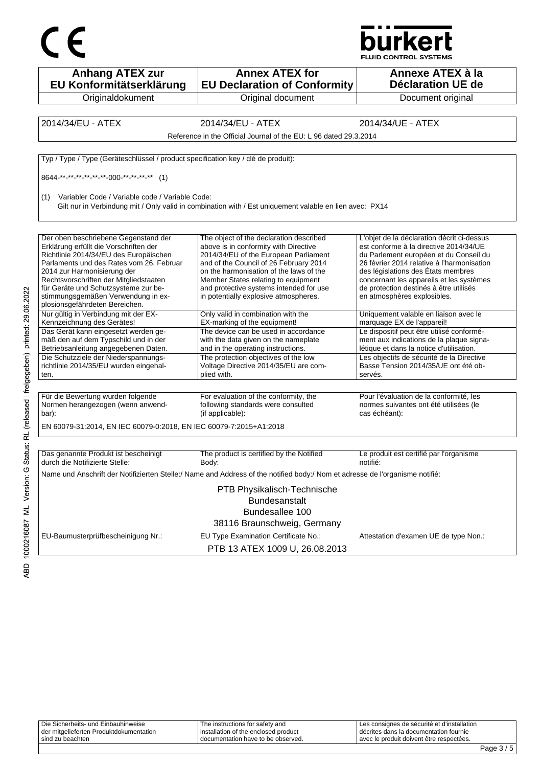CE

bürkert
FLUID CONTROL SYSTEMS

| **Anhang ATEX zur EU Konformitätserklärung** | **Annex ATEX for EU Declaration of Conformity** | **Annexe ATEX à la Déclaration UE de** |
|---|---|---|
| Originaldokument | Original document | Document original |

| 2014/34/EU - ATEX | 2014/34/EU - ATEX | 2014/34/UE - ATEX |
|---|---|---|

Reference in the Official Journal of the EU: L 96 dated 29.3.2014

Typ / Type / Type (Geräteschlüssel / product specification key / clé de produit):

8644-**-**-**-**-**-**-000-**-**-**-** (1)

(1) Variabler Code / Variable code / Variable Code:
Gilt nur in Verbindung mit / Only valid in combination with / Est uniquement valable en lien avec: PX14

| Der oben beschriebene Gegenstand der Erklärung erfüllt die Vorschriften der Richtlinie 2014/34/EU des Europäischen Parlaments und des Rates vom 26. Februar 2014 zur Harmonisierung der Rechtsvorschriften der Mitgliedstaaten für Geräte und Schutzsysteme zur bestimmungsgemäßen Verwendung in explosionsgefährdeten Bereichen. | The object of the declaration described above is in conformity with Directive 2014/34/EU of the European Parliament and of the Council of 26 February 2014 on the harmonisation of the laws of the Member States relating to equipment and protective systems intended for use in potentially explosive atmospheres. | L'objet de la déclaration décrit ci-dessus est conforme à la directive 2014/34/UE du Parlement européen et du Conseil du 26 février 2014 relative à l'harmonisation des législations des États membres concernant les appareils et les systèmes de protection destinés à être utilisés en atmosphères explosibles. |
|---|---|---|
| Nur gültig in Verbindung mit der EX-Kennzeichnung des Gerätes! | Only valid in combination with the EX-marking of the equipment! | Uniquement valable en liaison avec le marquage EX de l'appareil! |
| Das Gerät kann eingesetzt werden gemäß den auf dem Typschild und in der Betriebsanleitung angegebenen Daten. | The device can be used in accordance with the data given on the nameplate and in the operating instructions. | Le dispositif peut être utilisé conformément aux indications de la plaque signalétique et dans la notice d'utilisation. |
| Die Schutzziele der Niederspannungsrichtlinie 2014/35/EU wurden eingehalten. | The protection objectives of the low Voltage Directive 2014/35/EU are complied with. | Les objectifs de sécurité de la Directive Basse Tension 2014/35/UE ont été observés. |

| Für die Bewertung wurden folgende Normen herangezogen (wenn anwendbar): | For evaluation of the conformity, the following standards were consulted (if applicable): | Pour l'évaluation de la conformité, les normes suivantes ont été utilisées (le cas échéant): |
|---|---|---|

EN 60079-31:2014, EN IEC 60079-0:2018, EN IEC 60079-7:2015+A1:2018

| Das genannte Produkt ist bescheinigt durch die Notifizierte Stelle: | The product is certified by the Notified Body: | Le produit est certifié par l'organisme notifié: |
|---|---|---|

Name und Anschrift der Notifizierten Stelle:/ Name and Address of the notified body:/ Nom et adresse de l'organisme notifié:

PTB Physikalisch-Technische
Bundesanstalt
Bundesallee 100
38116 Braunschweig, Germany

| EU-Baumusterprüfbescheinigung Nr.: | EU Type Examination Certificate No.: | Attestation d'examen UE de type Non.: |
|---|---|---|

PTB 13 ATEX 1009 U, 26.08.2013

| Die Sicherheits- und Einbauhinweise der mitgelieferten Produktdokumentation sind zu beachten | The instructions for safety and installation of the enclosed product documentation have to be observed. | Les consignes de sécurité et d'installation décrites dans la documentation fournie avec le produit doivent être respectées. |
|---|---|---|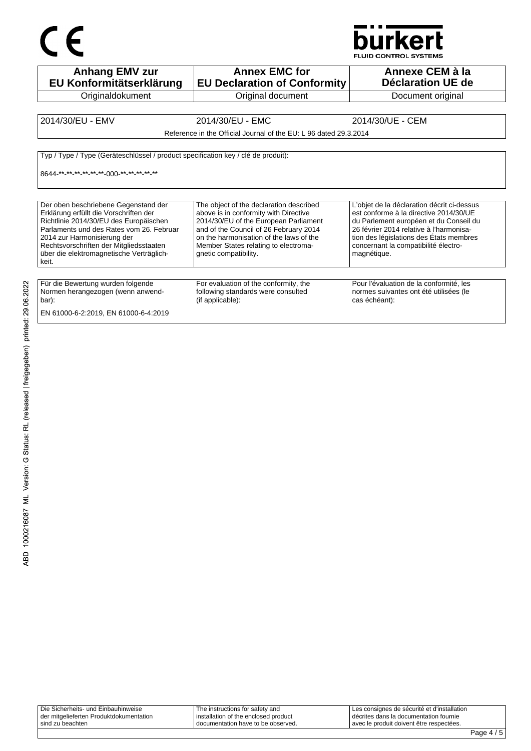| Anhang EMV zur EU Konformitätserklärung | Annex EMC for EU Declaration of Conformity | Annexe CEM à la Déclaration UE de |
|---|---|---|
| Originaldokument | Original document | Document original |

| 2014/30/EU - EMV | 2014/30/EU - EMC | 2014/30/UE - CEM |
|---|---|---|
| | Reference in the Official Journal of the EU: L 96 dated 29.3.2014 | |

Typ / Type / Type (Geräteschlüssel / product specification key / clé de produit):

8644-**-**-**-**-**-**-000-**-**-**-**-**

| Der oben beschriebene Gegenstand der Erklärung erfüllt die Vorschriften der Richtlinie 2014/30/EU des Europäischen Parlaments und des Rates vom 26. Februar 2014 zur Harmonisierung der Rechtsvorschriften der Mitgliedsstaaten über die elektromagnetische Verträglichkeit. | The object of the declaration described above is in conformity with Directive 2014/30/EU of the European Parliament and of the Council of 26 February 2014 on the harmonisation of the laws of the Member States relating to electromagnetic compatibility. | L'objet de la déclaration décrit ci-dessus est conforme à la directive 2014/30/UE du Parlement européen et du Conseil du 26 février 2014 relative à l'harmonisation des législations des États membres concernant la compatibilité électromagnétique. |
|---|---|---|

| Für die Bewertung wurden folgende Normen herangezogen (wenn anwendbar): | For evaluation of the conformity, the following standards were consulted (if applicable): | Pour l'évaluation de la conformité, les normes suivantes ont été utilisées (le cas échéant): |
|---|---|---|

EN 61000-6-2:2019, EN 61000-6-4:2019

| Die Sicherheits- und Einbauhinweise der mitgelieferten Produktdokumentation sind zu beachten | The instructions for safety and installation of the enclosed product documentation have to be observed. | Les consignes de sécurité et d'installation décrites dans la documentation fournie avec le produit doivent être respectées. |
|---|---|---|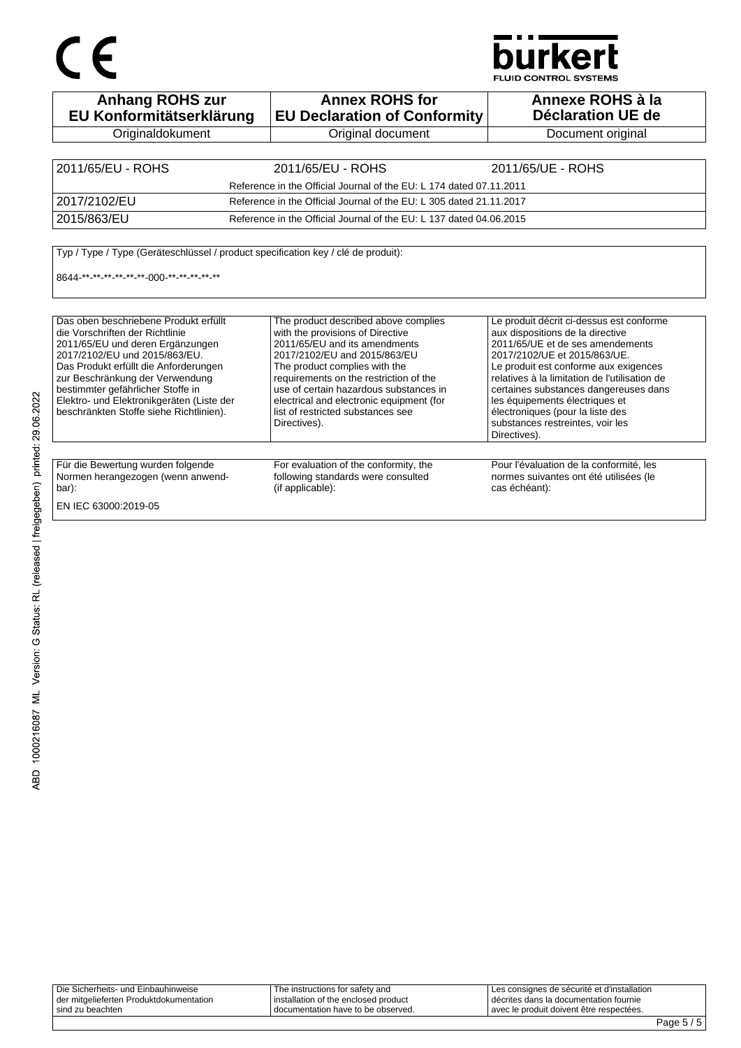| Anhang ROHS zur EU Konformitätserklärung | Annex ROHS for EU Declaration of Conformity | Annexe ROHS à la Déclaration UE de |
|---|---|---|
| Originaldokument | Original document | Document original |

| | | |
|---|---|---|
| 2011/65/EU - ROHS | 2011/65/EU - ROHS | 2011/65/UE - ROHS |
| | Reference in the Official Journal of the EU: L 174 dated 07.11.2011 | |
| 2017/2102/EU | Reference in the Official Journal of the EU: L 305 dated 21.11.2017 | |
| 2015/863/EU | Reference in the Official Journal of the EU: L 137 dated 04.06.2015 | |

Typ / Type / Type (Geräteschlüssel / product specification key / clé de produit):

8644-**-**-**-**-**-**-000-**-**-**-**-**

| | | |
|---|---|---|
| Das oben beschriebene Produkt erfüllt die Vorschriften der Richtlinie 2011/65/EU und deren Ergänzungen 2017/2102/EU und 2015/863/EU. Das Produkt erfüllt die Anforderungen zur Beschränkung der Verwendung bestimmter gefährlicher Stoffe in Elektro- und Elektronikgeräten (Liste der beschränkten Stoffe siehe Richtlinien). | The product described above complies with the provisions of Directive 2011/65/EU and its amendments 2017/2102/EU and 2015/863/EU The product complies with the requirements on the restriction of the use of certain hazardous substances in electrical and electronic equipment (for list of restricted substances see Directives). | Le produit décrit ci-dessus est conforme aux dispositions de la directive 2011/65/UE et de ses amendements 2017/2102/UE et 2015/863/UE. Le produit est conforme aux exigences relatives à la limitation de l'utilisation de certaines substances dangereuses dans les équipements électriques et électroniques (pour la liste des substances restreintes, voir les Directives). |

| | | |
|---|---|---|
| Für die Bewertung wurden folgende Normen herangezogen (wenn anwendbar): | For evaluation of the conformity, the following standards were consulted (if applicable): | Pour l'évaluation de la conformité, les normes suivantes ont été utilisées (le cas échéant): |

EN IEC 63000:2019-05

| | | |
|---|---|---|
| Die Sicherheits- und Einbauhinweise der mitgelieferten Produktdokumentation sind zu beachten | The instructions for safety and installation of the enclosed product documentation have to be observed. | Les consignes de sécurité et d'installation décrites dans la documentation fournie avec le produit doivent être respectées. |